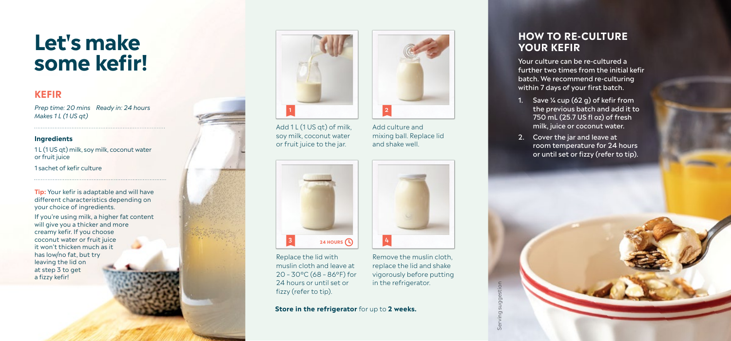# Let's make some kefir!

## KEFIR

*Prep time: 20 mins Ready in: 24 hours*
*Makes 1 L (1 US qt)*

### Ingredients

1 L (1 US qt) milk, soy milk, coconut water or fruit juice

1 sachet of kefir culture

**Tip:** Your kefir is adaptable and will have different characteristics depending on your choice of ingredients.

If you're using milk, a higher fat content will give you a thicker and more creamy kefir. If you choose coconut water or fruit juice it won't thicken much as it has low/no fat, but try leaving the lid on at step 3 to get a fizzy kefir!

1. Add 1 L (1 US qt) of milk, soy milk, coconut water or fruit juice to the jar.
2. Add culture and mixing ball. Replace lid and shake well.
3. Replace the lid with muslin cloth and leave at 20 – 30°C (68 – 86°F) for 24 hours or until set or fizzy (refer to tip). **24 HOURS**
4. Remove the muslin cloth, replace the lid and shake vigorously before putting in the refrigerator.

**Store in the refrigerator** for up to **2 weeks.**

## HOW TO RE-CULTURE YOUR KEFIR

Your culture can be re-cultured a further two times from the initial kefir batch. We recommend re-culturing within 7 days of your first batch.

1. Save ¼ cup (62 g) of kefir from the previous batch and add it to 750 mL (25.7 US fl oz) of fresh milk, juice or coconut water.
2. Cover the jar and leave at room temperature for 24 hours or until set or fizzy (refer to tip).

Serving suggestion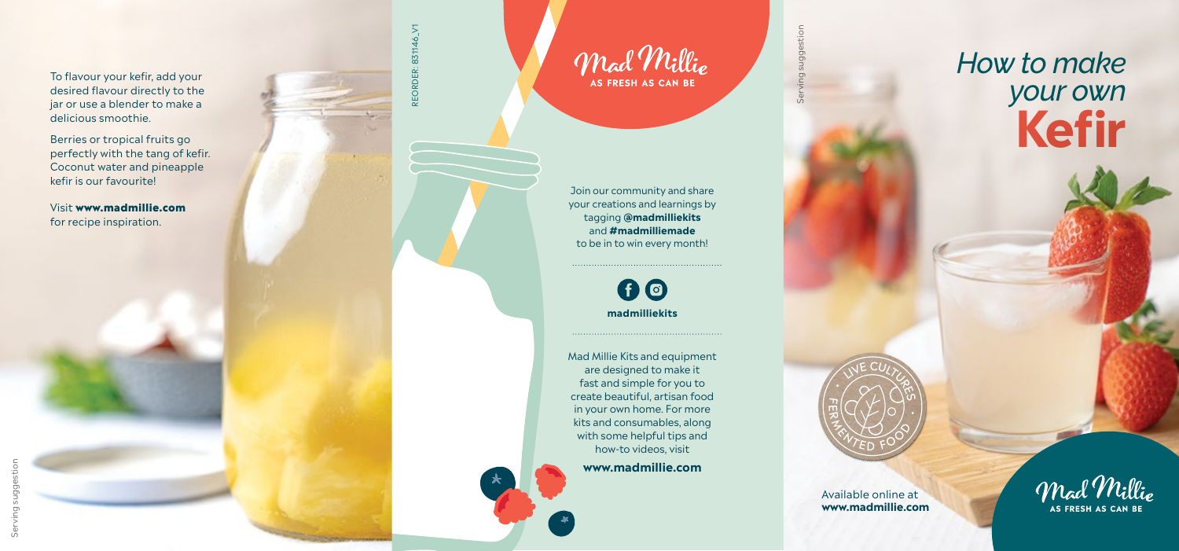To flavour your kefir, add your desired flavour directly to the jar or use a blender to make a delicious smoothie.

Berries or tropical fruits go perfectly with the tang of kefir. Coconut water and pineapple kefir is our favourite!

Visit **www.madmillie.com** for recipe inspiration.

Serving suggestion

REORDER: 831146_V1

Mad Millie
AS FRESH AS CAN BE

Join our community and share your creations and learnings by tagging **@madmilliekits** and **#madmilliemade** to be in to win every month!

**madmilliekits**

Mad Millie Kits and equipment are designed to make it fast and simple for you to create beautiful, artisan food in your own home. For more kits and consumables, along with some helpful tips and how-to videos, visit

**www.madmillie.com**

Serving suggestion

# *How to make your own* **Kefir**

LIVE CULTURES · FERMENTED FOOD

Available online at
**www.madmillie.com**

Mad Millie
AS FRESH AS CAN BE